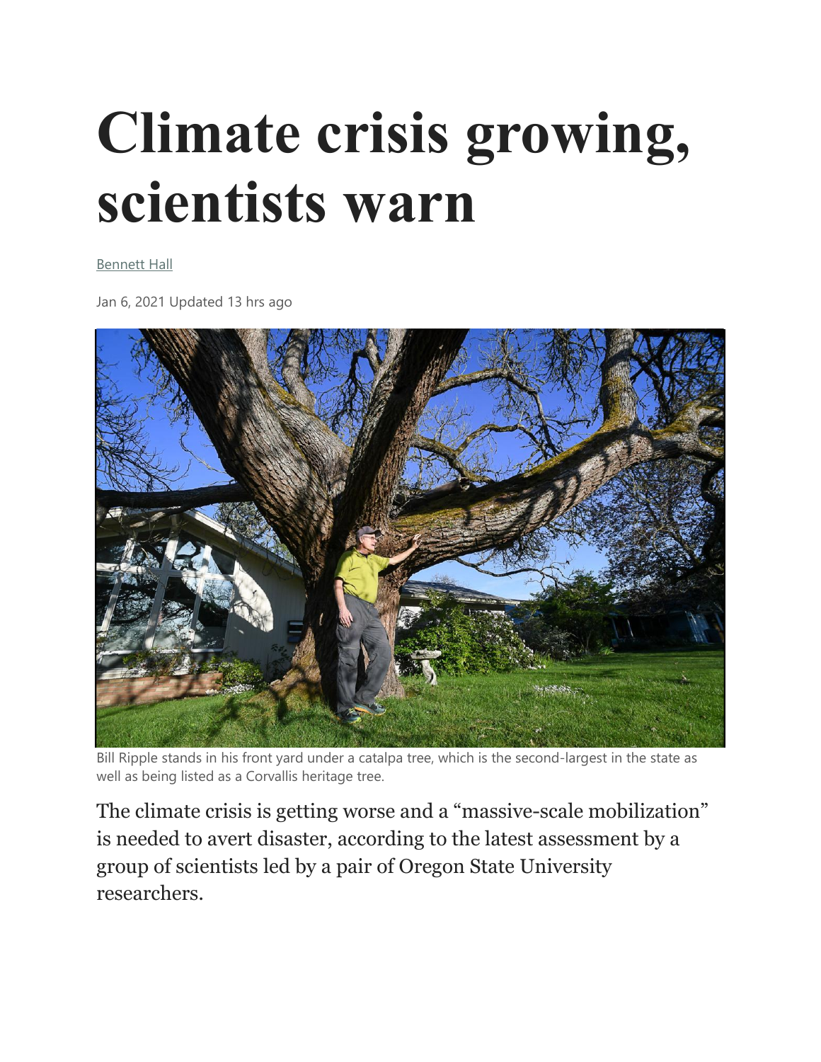# Climate crisis growing, scientists warn

Bennett Hall

Jan 6, 2021 Updated 13 hrs ago

Bill Ripple stands in his front yard under a catalpa tree, which is the second-largest in the state as well as being listed as a Corvallis heritage tree.

The climate crisis is getting worse and a "massive-scale mobilization" is needed to avert disaster, according to the latest assessment by a group of scientists led by a pair of Oregon State University researchers.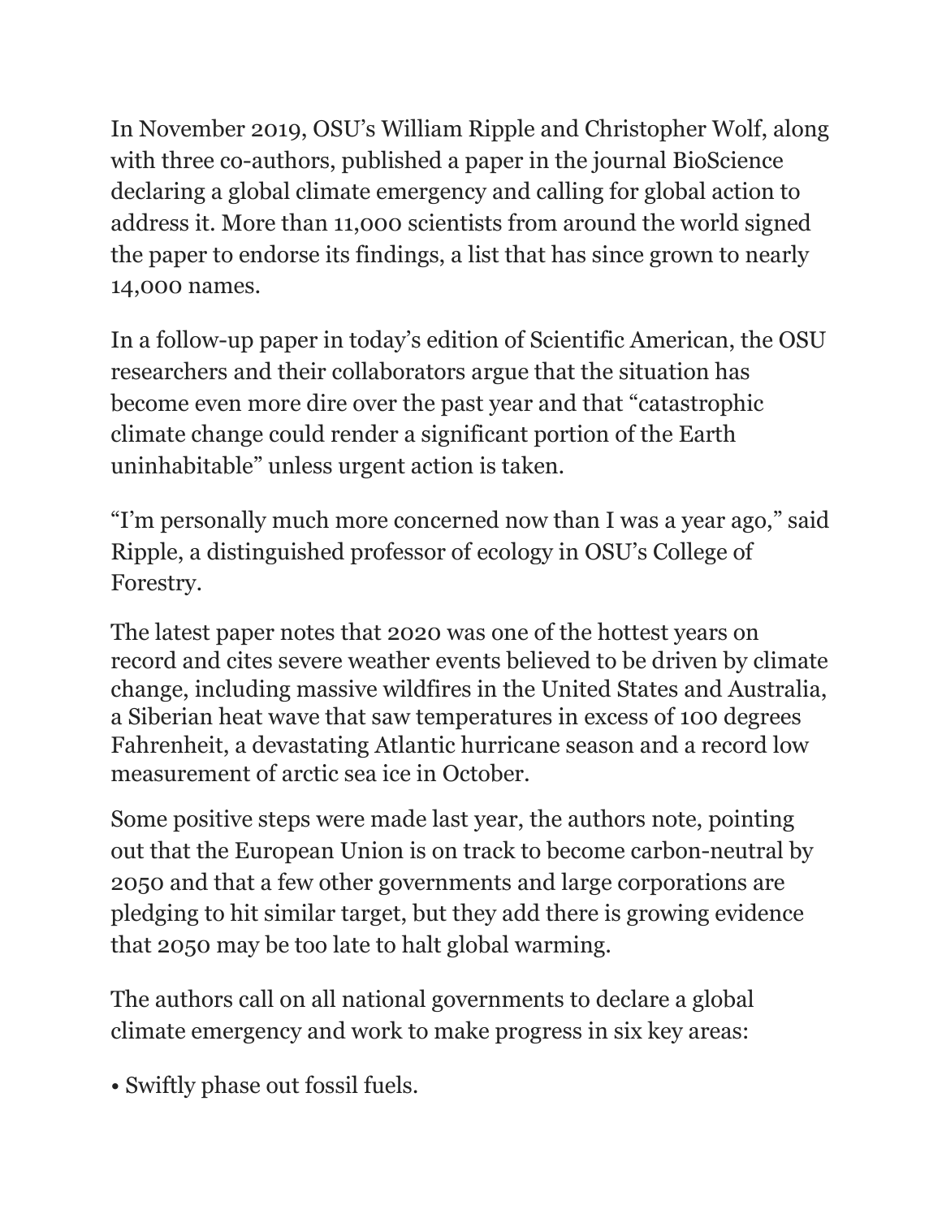In November 2019, OSU's William Ripple and Christopher Wolf, along with three co-authors, published a paper in the journal BioScience declaring a global climate emergency and calling for global action to address it. More than 11,000 scientists from around the world signed the paper to endorse its findings, a list that has since grown to nearly 14,000 names.

In a follow-up paper in today's edition of Scientific American, the OSU researchers and their collaborators argue that the situation has become even more dire over the past year and that "catastrophic climate change could render a significant portion of the Earth uninhabitable" unless urgent action is taken.

"I'm personally much more concerned now than I was a year ago," said Ripple, a distinguished professor of ecology in OSU's College of Forestry.

The latest paper notes that 2020 was one of the hottest years on record and cites severe weather events believed to be driven by climate change, including massive wildfires in the United States and Australia, a Siberian heat wave that saw temperatures in excess of 100 degrees Fahrenheit, a devastating Atlantic hurricane season and a record low measurement of arctic sea ice in October.

Some positive steps were made last year, the authors note, pointing out that the European Union is on track to become carbon-neutral by 2050 and that a few other governments and large corporations are pledging to hit similar target, but they add there is growing evidence that 2050 may be too late to halt global warming.

The authors call on all national governments to declare a global climate emergency and work to make progress in six key areas:

- Swiftly phase out fossil fuels.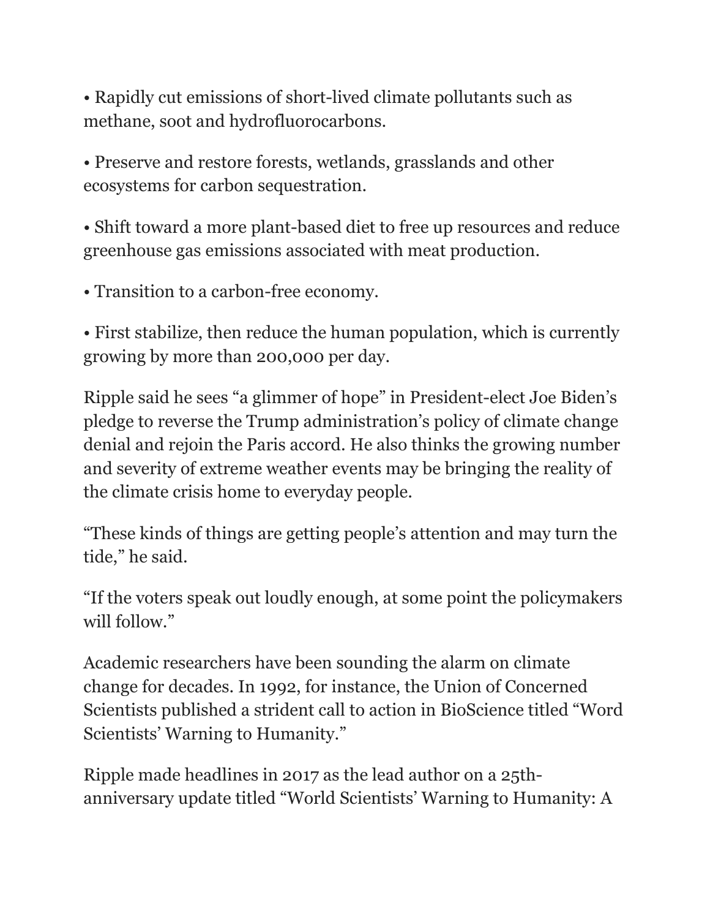• Rapidly cut emissions of short-lived climate pollutants such as methane, soot and hydrofluorocarbons.

• Preserve and restore forests, wetlands, grasslands and other ecosystems for carbon sequestration.

• Shift toward a more plant-based diet to free up resources and reduce greenhouse gas emissions associated with meat production.

• Transition to a carbon-free economy.

• First stabilize, then reduce the human population, which is currently growing by more than 200,000 per day.

Ripple said he sees "a glimmer of hope" in President-elect Joe Biden's pledge to reverse the Trump administration's policy of climate change denial and rejoin the Paris accord. He also thinks the growing number and severity of extreme weather events may be bringing the reality of the climate crisis home to everyday people.

"These kinds of things are getting people's attention and may turn the tide," he said.

"If the voters speak out loudly enough, at some point the policymakers will follow."

Academic researchers have been sounding the alarm on climate change for decades. In 1992, for instance, the Union of Concerned Scientists published a strident call to action in BioScience titled "Word Scientists' Warning to Humanity."

Ripple made headlines in 2017 as the lead author on a 25th-anniversary update titled "World Scientists' Warning to Humanity: A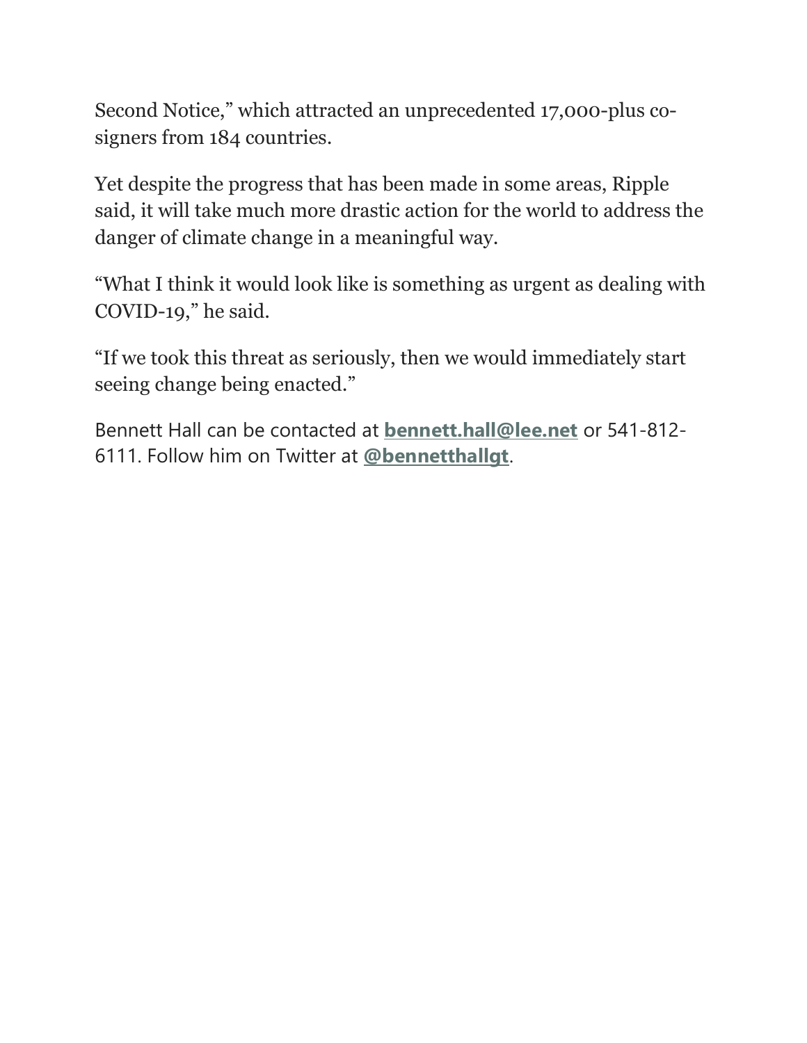Second Notice," which attracted an unprecedented 17,000-plus co-signers from 184 countries.

Yet despite the progress that has been made in some areas, Ripple said, it will take much more drastic action for the world to address the danger of climate change in a meaningful way.

"What I think it would look like is something as urgent as dealing with COVID-19," he said.

"If we took this threat as seriously, then we would immediately start seeing change being enacted."

Bennett Hall can be contacted at **bennett.hall@lee.net** or 541-812-6111. Follow him on Twitter at **@bennetthallgt**.